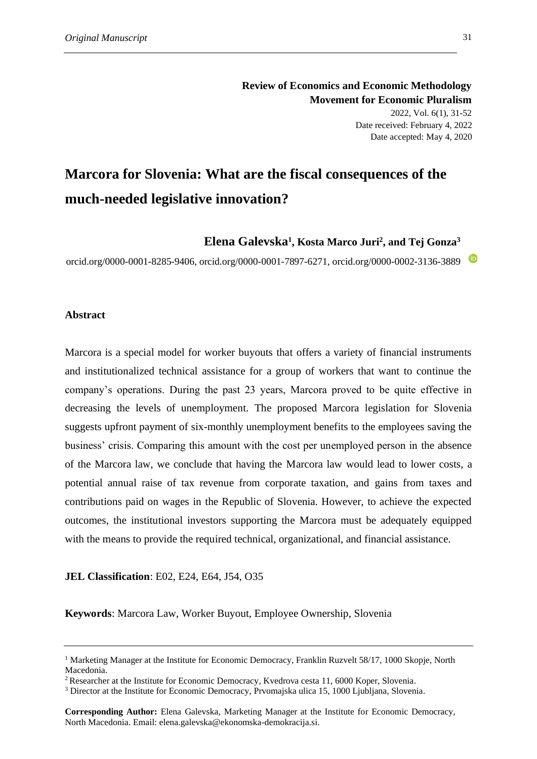**Review of Economics and Economic Methodology**
**Movement for Economic Pluralism**

2022, Vol. 6(1), 31-52
Date received: February 4, 2022
Date accepted: May 4, 2020

# Marcora for Slovenia: What are the fiscal consequences of the much-needed legislative innovation?

**Elena Galevska[1], Kosta Marco Juri[2], and Tej Gonza[3]**

orcid.org/0000-0001-8285-9406, orcid.org/0000-0001-7897-6271, orcid.org/0000-0002-3136-3889

## Abstract

Marcora is a special model for worker buyouts that offers a variety of financial instruments and institutionalized technical assistance for a group of workers that want to continue the company's operations. During the past 23 years, Marcora proved to be quite effective in decreasing the levels of unemployment. The proposed Marcora legislation for Slovenia suggests upfront payment of six-monthly unemployment benefits to the employees saving the business' crisis. Comparing this amount with the cost per unemployed person in the absence of the Marcora law, we conclude that having the Marcora law would lead to lower costs, a potential annual raise of tax revenue from corporate taxation, and gains from taxes and contributions paid on wages in the Republic of Slovenia. However, to achieve the expected outcomes, the institutional investors supporting the Marcora must be adequately equipped with the means to provide the required technical, organizational, and financial assistance.

**JEL Classification**: E02, E24, E64, J54, O35

**Keywords**: Marcora Law, Worker Buyout, Employee Ownership, Slovenia

---

[1] Marketing Manager at the Institute for Economic Democracy, Franklin Ruzvelt 58/17, 1000 Skopje, North Macedonia.

[2] Researcher at the Institute for Economic Democracy, Kvedrova cesta 11, 6000 Koper, Slovenia.

[3] Director at the Institute for Economic Democracy, Prvomajska ulica 15, 1000 Ljubljana, Slovenia.

**Corresponding Author:** Elena Galevska, Marketing Manager at the Institute for Economic Democracy, North Macedonia. Email: elena.galevska@ekonomska-demokracija.si.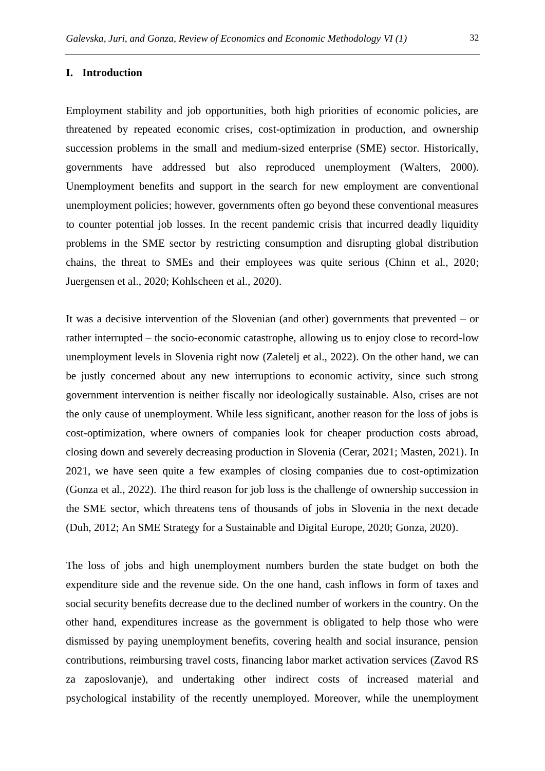## I. Introduction

Employment stability and job opportunities, both high priorities of economic policies, are threatened by repeated economic crises, cost-optimization in production, and ownership succession problems in the small and medium-sized enterprise (SME) sector. Historically, governments have addressed but also reproduced unemployment (Walters, 2000). Unemployment benefits and support in the search for new employment are conventional unemployment policies; however, governments often go beyond these conventional measures to counter potential job losses. In the recent pandemic crisis that incurred deadly liquidity problems in the SME sector by restricting consumption and disrupting global distribution chains, the threat to SMEs and their employees was quite serious (Chinn et al., 2020; Juergensen et al., 2020; Kohlscheen et al., 2020).

It was a decisive intervention of the Slovenian (and other) governments that prevented – or rather interrupted – the socio-economic catastrophe, allowing us to enjoy close to record-low unemployment levels in Slovenia right now (Zaletelj et al., 2022). On the other hand, we can be justly concerned about any new interruptions to economic activity, since such strong government intervention is neither fiscally nor ideologically sustainable. Also, crises are not the only cause of unemployment. While less significant, another reason for the loss of jobs is cost-optimization, where owners of companies look for cheaper production costs abroad, closing down and severely decreasing production in Slovenia (Cerar, 2021; Masten, 2021). In 2021, we have seen quite a few examples of closing companies due to cost-optimization (Gonza et al., 2022). The third reason for job loss is the challenge of ownership succession in the SME sector, which threatens tens of thousands of jobs in Slovenia in the next decade (Duh, 2012; An SME Strategy for a Sustainable and Digital Europe, 2020; Gonza, 2020).

The loss of jobs and high unemployment numbers burden the state budget on both the expenditure side and the revenue side. On the one hand, cash inflows in form of taxes and social security benefits decrease due to the declined number of workers in the country. On the other hand, expenditures increase as the government is obligated to help those who were dismissed by paying unemployment benefits, covering health and social insurance, pension contributions, reimbursing travel costs, financing labor market activation services (Zavod RS za zaposlovanje), and undertaking other indirect costs of increased material and psychological instability of the recently unemployed. Moreover, while the unemployment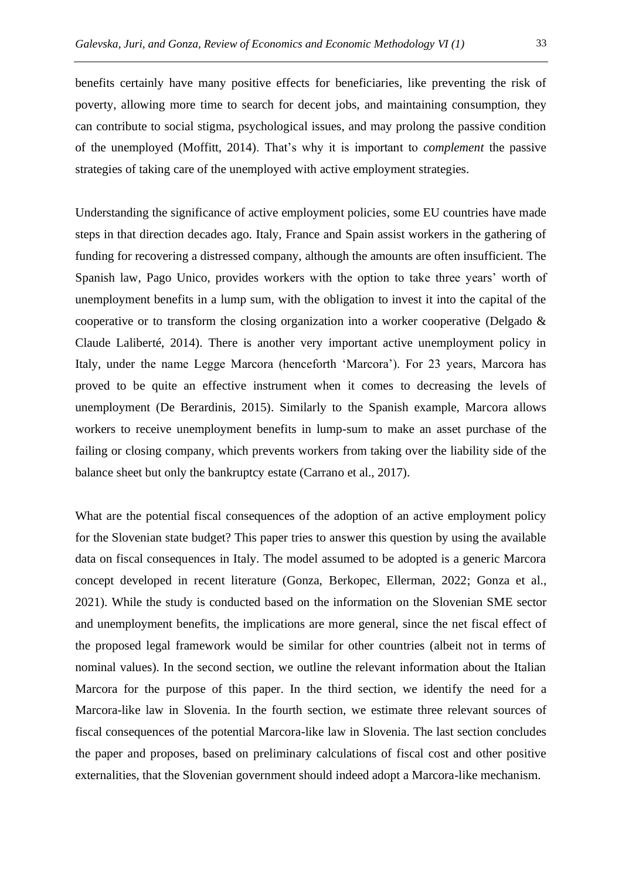benefits certainly have many positive effects for beneficiaries, like preventing the risk of poverty, allowing more time to search for decent jobs, and maintaining consumption, they can contribute to social stigma, psychological issues, and may prolong the passive condition of the unemployed (Moffitt, 2014). That's why it is important to *complement* the passive strategies of taking care of the unemployed with active employment strategies.

Understanding the significance of active employment policies, some EU countries have made steps in that direction decades ago. Italy, France and Spain assist workers in the gathering of funding for recovering a distressed company, although the amounts are often insufficient. The Spanish law, Pago Unico, provides workers with the option to take three years' worth of unemployment benefits in a lump sum, with the obligation to invest it into the capital of the cooperative or to transform the closing organization into a worker cooperative (Delgado & Claude Laliberté, 2014). There is another very important active unemployment policy in Italy, under the name Legge Marcora (henceforth 'Marcora'). For 23 years, Marcora has proved to be quite an effective instrument when it comes to decreasing the levels of unemployment (De Berardinis, 2015). Similarly to the Spanish example, Marcora allows workers to receive unemployment benefits in lump-sum to make an asset purchase of the failing or closing company, which prevents workers from taking over the liability side of the balance sheet but only the bankruptcy estate (Carrano et al., 2017).

What are the potential fiscal consequences of the adoption of an active employment policy for the Slovenian state budget? This paper tries to answer this question by using the available data on fiscal consequences in Italy. The model assumed to be adopted is a generic Marcora concept developed in recent literature (Gonza, Berkopec, Ellerman, 2022; Gonza et al., 2021). While the study is conducted based on the information on the Slovenian SME sector and unemployment benefits, the implications are more general, since the net fiscal effect of the proposed legal framework would be similar for other countries (albeit not in terms of nominal values). In the second section, we outline the relevant information about the Italian Marcora for the purpose of this paper. In the third section, we identify the need for a Marcora-like law in Slovenia. In the fourth section, we estimate three relevant sources of fiscal consequences of the potential Marcora-like law in Slovenia. The last section concludes the paper and proposes, based on preliminary calculations of fiscal cost and other positive externalities, that the Slovenian government should indeed adopt a Marcora-like mechanism.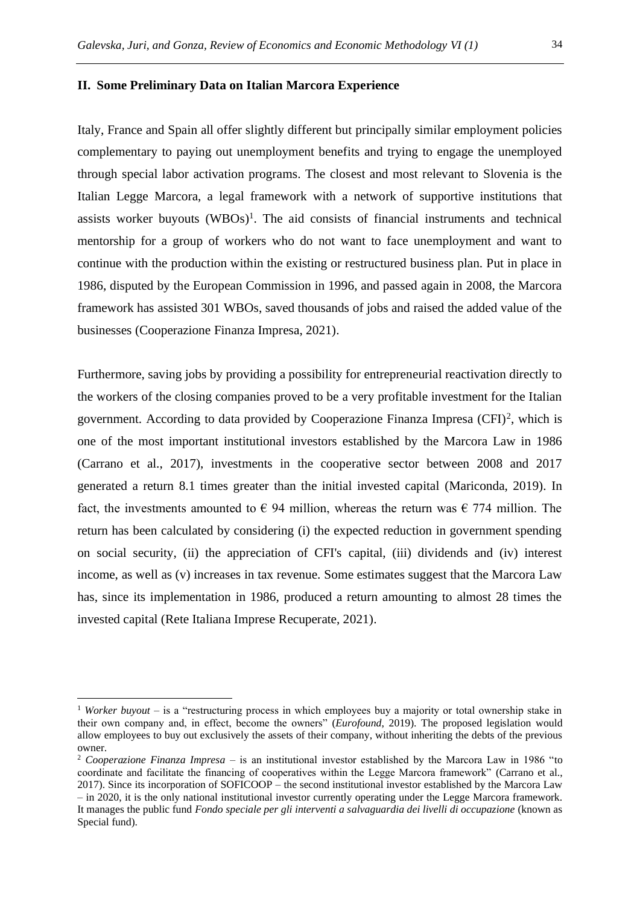## II. Some Preliminary Data on Italian Marcora Experience

Italy, France and Spain all offer slightly different but principally similar employment policies complementary to paying out unemployment benefits and trying to engage the unemployed through special labor activation programs. The closest and most relevant to Slovenia is the Italian Legge Marcora, a legal framework with a network of supportive institutions that assists worker buyouts (WBOs)[1]. The aid consists of financial instruments and technical mentorship for a group of workers who do not want to face unemployment and want to continue with the production within the existing or restructured business plan. Put in place in 1986, disputed by the European Commission in 1996, and passed again in 2008, the Marcora framework has assisted 301 WBOs, saved thousands of jobs and raised the added value of the businesses (Cooperazione Finanza Impresa, 2021).

Furthermore, saving jobs by providing a possibility for entrepreneurial reactivation directly to the workers of the closing companies proved to be a very profitable investment for the Italian government. According to data provided by Cooperazione Finanza Impresa (CFI)[2], which is one of the most important institutional investors established by the Marcora Law in 1986 (Carrano et al., 2017), investments in the cooperative sector between 2008 and 2017 generated a return 8.1 times greater than the initial invested capital (Mariconda, 2019). In fact, the investments amounted to € 94 million, whereas the return was € 774 million. The return has been calculated by considering (i) the expected reduction in government spending on social security, (ii) the appreciation of CFI's capital, (iii) dividends and (iv) interest income, as well as (v) increases in tax revenue. Some estimates suggest that the Marcora Law has, since its implementation in 1986, produced a return amounting to almost 28 times the invested capital (Rete Italiana Imprese Recuperate, 2021).

---

[1] *Worker buyout* – is a "restructuring process in which employees buy a majority or total ownership stake in their own company and, in effect, become the owners" (*Eurofound*, 2019). The proposed legislation would allow employees to buy out exclusively the assets of their company, without inheriting the debts of the previous owner.

[2] *Cooperazione Finanza Impresa* – is an institutional investor established by the Marcora Law in 1986 "to coordinate and facilitate the financing of cooperatives within the Legge Marcora framework" (Carrano et al., 2017). Since its incorporation of SOFICOOP – the second institutional investor established by the Marcora Law – in 2020, it is the only national institutional investor currently operating under the Legge Marcora framework. It manages the public fund *Fondo speciale per gli interventi a salvaguardia dei livelli di occupazione* (known as Special fund).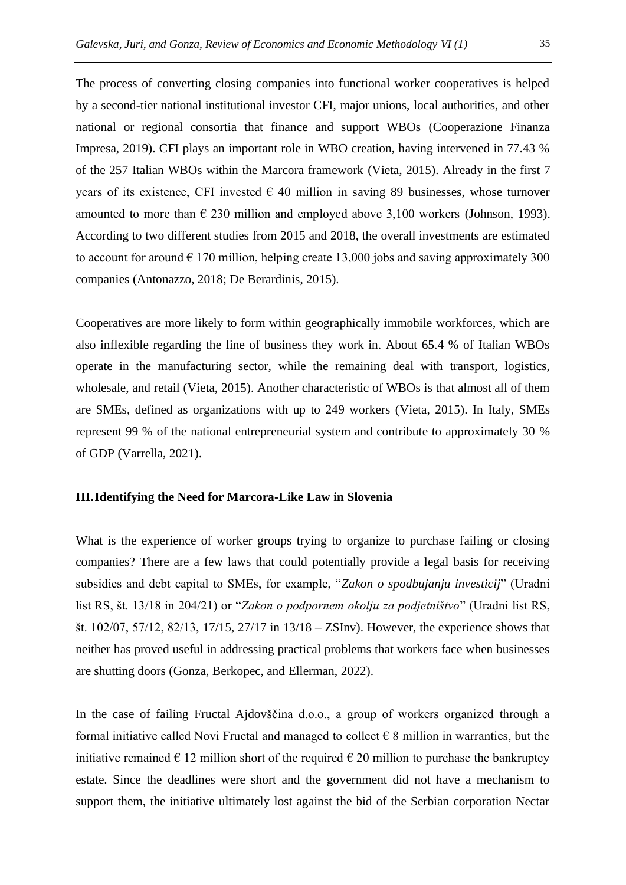The process of converting closing companies into functional worker cooperatives is helped by a second-tier national institutional investor CFI, major unions, local authorities, and other national or regional consortia that finance and support WBOs (Cooperazione Finanza Impresa, 2019). CFI plays an important role in WBO creation, having intervened in 77.43 % of the 257 Italian WBOs within the Marcora framework (Vieta, 2015). Already in the first 7 years of its existence, CFI invested € 40 million in saving 89 businesses, whose turnover amounted to more than € 230 million and employed above 3,100 workers (Johnson, 1993). According to two different studies from 2015 and 2018, the overall investments are estimated to account for around € 170 million, helping create 13,000 jobs and saving approximately 300 companies (Antonazzo, 2018; De Berardinis, 2015).

Cooperatives are more likely to form within geographically immobile workforces, which are also inflexible regarding the line of business they work in. About 65.4 % of Italian WBOs operate in the manufacturing sector, while the remaining deal with transport, logistics, wholesale, and retail (Vieta, 2015). Another characteristic of WBOs is that almost all of them are SMEs, defined as organizations with up to 249 workers (Vieta, 2015). In Italy, SMEs represent 99 % of the national entrepreneurial system and contribute to approximately 30 % of GDP (Varrella, 2021).

## III. Identifying the Need for Marcora-Like Law in Slovenia

What is the experience of worker groups trying to organize to purchase failing or closing companies? There are a few laws that could potentially provide a legal basis for receiving subsidies and debt capital to SMEs, for example, "*Zakon o spodbujanju investicij*" (Uradni list RS, št. 13/18 in 204/21) or "*Zakon o podpornem okolju za podjetništvo*" (Uradni list RS, št. 102/07, 57/12, 82/13, 17/15, 27/17 in 13/18 – ZSInv). However, the experience shows that neither has proved useful in addressing practical problems that workers face when businesses are shutting doors (Gonza, Berkopec, and Ellerman, 2022).

In the case of failing Fructal Ajdovščina d.o.o., a group of workers organized through a formal initiative called Novi Fructal and managed to collect € 8 million in warranties, but the initiative remained € 12 million short of the required € 20 million to purchase the bankruptcy estate. Since the deadlines were short and the government did not have a mechanism to support them, the initiative ultimately lost against the bid of the Serbian corporation Nectar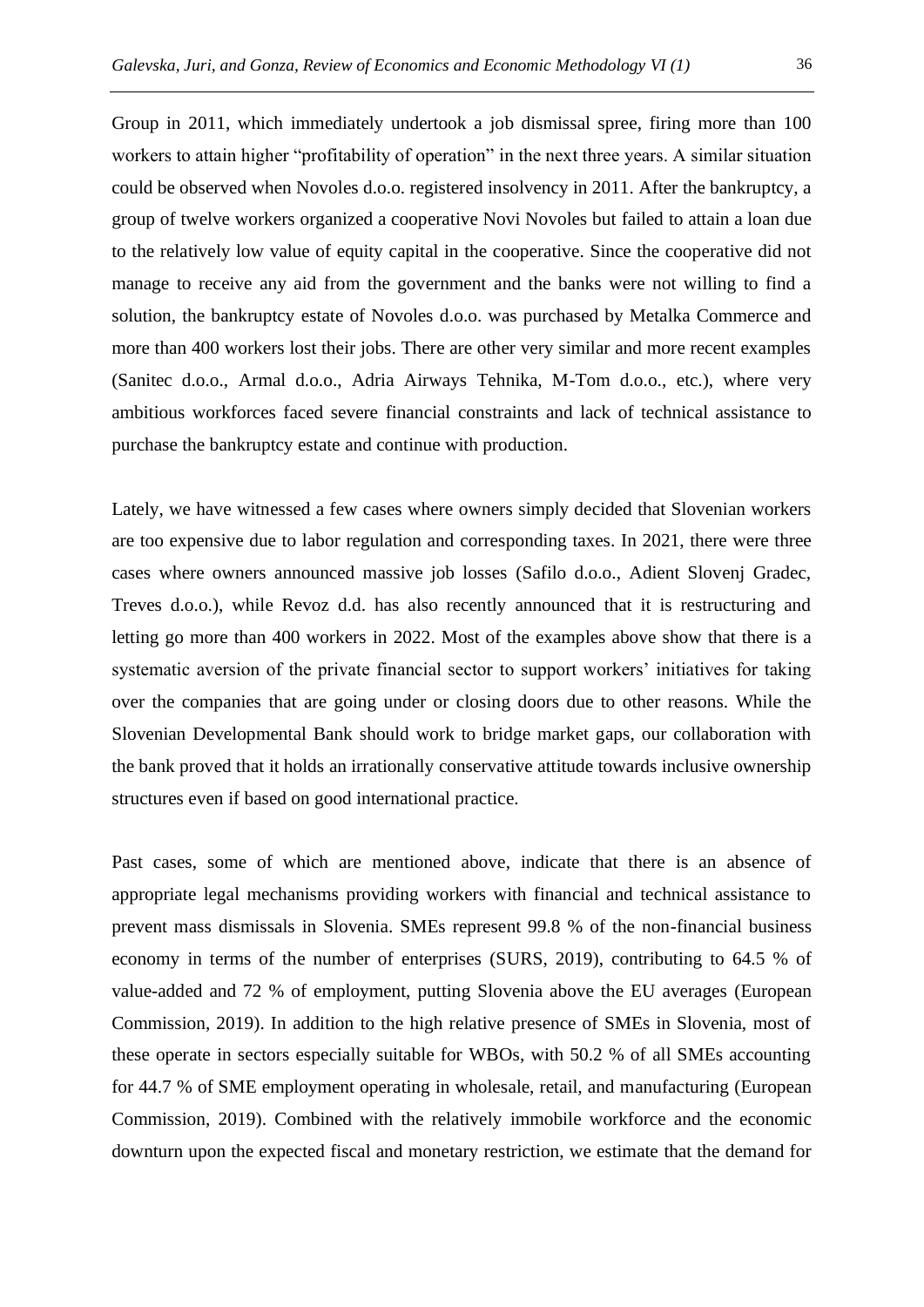Group in 2011, which immediately undertook a job dismissal spree, firing more than 100 workers to attain higher "profitability of operation" in the next three years. A similar situation could be observed when Novoles d.o.o. registered insolvency in 2011. After the bankruptcy, a group of twelve workers organized a cooperative Novi Novoles but failed to attain a loan due to the relatively low value of equity capital in the cooperative. Since the cooperative did not manage to receive any aid from the government and the banks were not willing to find a solution, the bankruptcy estate of Novoles d.o.o. was purchased by Metalka Commerce and more than 400 workers lost their jobs. There are other very similar and more recent examples (Sanitec d.o.o., Armal d.o.o., Adria Airways Tehnika, M-Tom d.o.o., etc.), where very ambitious workforces faced severe financial constraints and lack of technical assistance to purchase the bankruptcy estate and continue with production.

Lately, we have witnessed a few cases where owners simply decided that Slovenian workers are too expensive due to labor regulation and corresponding taxes. In 2021, there were three cases where owners announced massive job losses (Safilo d.o.o., Adient Slovenj Gradec, Treves d.o.o.), while Revoz d.d. has also recently announced that it is restructuring and letting go more than 400 workers in 2022. Most of the examples above show that there is a systematic aversion of the private financial sector to support workers' initiatives for taking over the companies that are going under or closing doors due to other reasons. While the Slovenian Developmental Bank should work to bridge market gaps, our collaboration with the bank proved that it holds an irrationally conservative attitude towards inclusive ownership structures even if based on good international practice.

Past cases, some of which are mentioned above, indicate that there is an absence of appropriate legal mechanisms providing workers with financial and technical assistance to prevent mass dismissals in Slovenia. SMEs represent 99.8 % of the non-financial business economy in terms of the number of enterprises (SURS, 2019), contributing to 64.5 % of value-added and 72 % of employment, putting Slovenia above the EU averages (European Commission, 2019). In addition to the high relative presence of SMEs in Slovenia, most of these operate in sectors especially suitable for WBOs, with 50.2 % of all SMEs accounting for 44.7 % of SME employment operating in wholesale, retail, and manufacturing (European Commission, 2019). Combined with the relatively immobile workforce and the economic downturn upon the expected fiscal and monetary restriction, we estimate that the demand for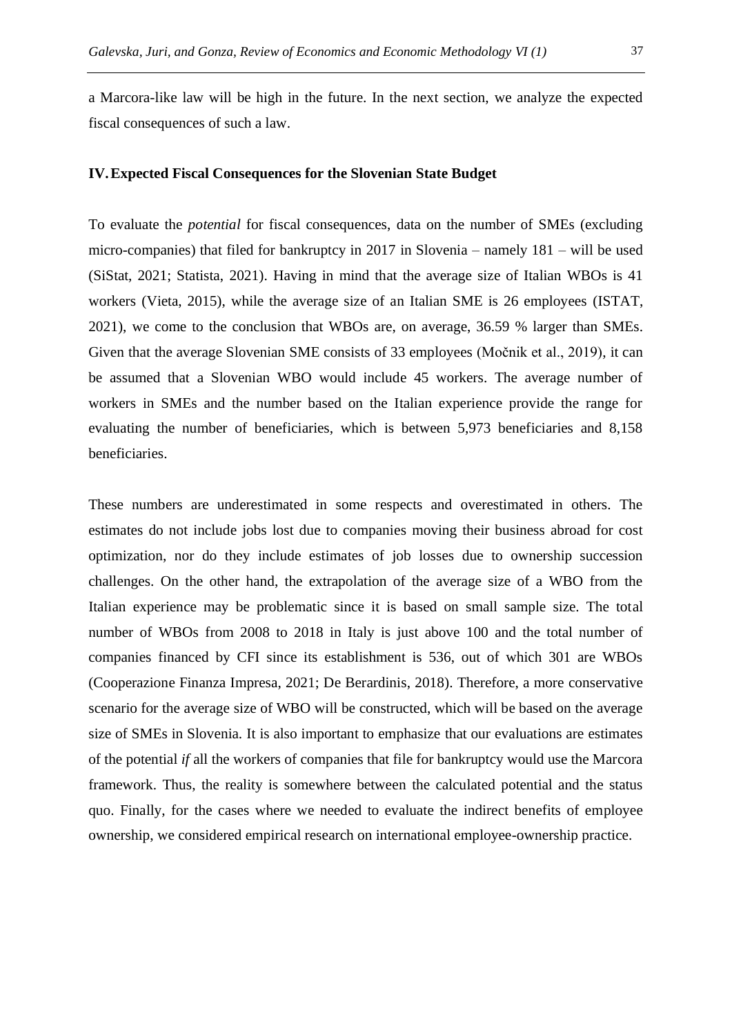a Marcora-like law will be high in the future. In the next section, we analyze the expected fiscal consequences of such a law.

## IV. Expected Fiscal Consequences for the Slovenian State Budget

To evaluate the *potential* for fiscal consequences, data on the number of SMEs (excluding micro-companies) that filed for bankruptcy in 2017 in Slovenia – namely 181 – will be used (SiStat, 2021; Statista, 2021). Having in mind that the average size of Italian WBOs is 41 workers (Vieta, 2015), while the average size of an Italian SME is 26 employees (ISTAT, 2021), we come to the conclusion that WBOs are, on average, 36.59 % larger than SMEs. Given that the average Slovenian SME consists of 33 employees (Močnik et al., 2019), it can be assumed that a Slovenian WBO would include 45 workers. The average number of workers in SMEs and the number based on the Italian experience provide the range for evaluating the number of beneficiaries, which is between 5,973 beneficiaries and 8,158 beneficiaries.

These numbers are underestimated in some respects and overestimated in others. The estimates do not include jobs lost due to companies moving their business abroad for cost optimization, nor do they include estimates of job losses due to ownership succession challenges. On the other hand, the extrapolation of the average size of a WBO from the Italian experience may be problematic since it is based on small sample size. The total number of WBOs from 2008 to 2018 in Italy is just above 100 and the total number of companies financed by CFI since its establishment is 536, out of which 301 are WBOs (Cooperazione Finanza Impresa, 2021; De Berardinis, 2018). Therefore, a more conservative scenario for the average size of WBO will be constructed, which will be based on the average size of SMEs in Slovenia. It is also important to emphasize that our evaluations are estimates of the potential *if* all the workers of companies that file for bankruptcy would use the Marcora framework. Thus, the reality is somewhere between the calculated potential and the status quo. Finally, for the cases where we needed to evaluate the indirect benefits of employee ownership, we considered empirical research on international employee-ownership practice.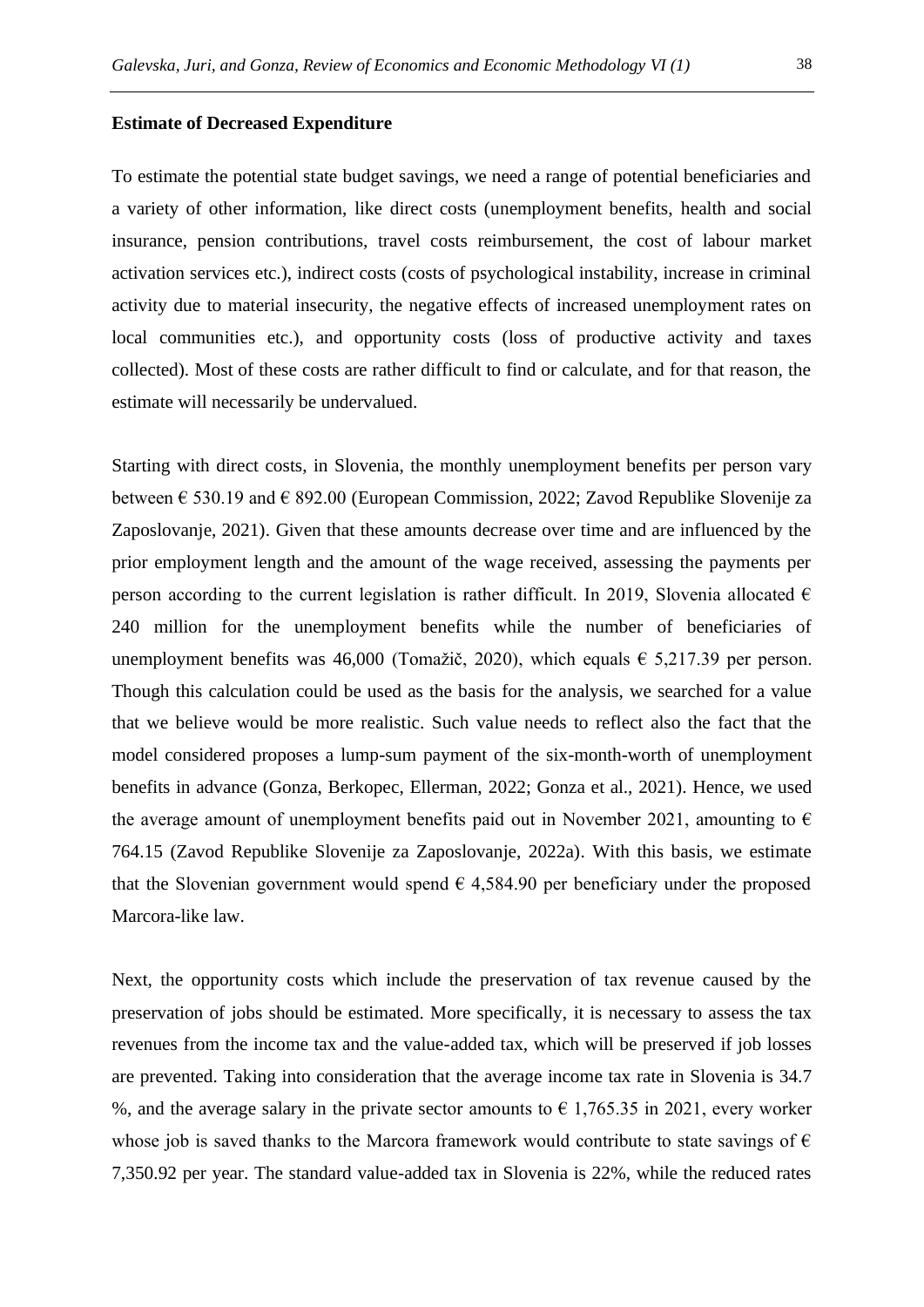**Estimate of Decreased Expenditure**

To estimate the potential state budget savings, we need a range of potential beneficiaries and a variety of other information, like direct costs (unemployment benefits, health and social insurance, pension contributions, travel costs reimbursement, the cost of labour market activation services etc.), indirect costs (costs of psychological instability, increase in criminal activity due to material insecurity, the negative effects of increased unemployment rates on local communities etc.), and opportunity costs (loss of productive activity and taxes collected). Most of these costs are rather difficult to find or calculate, and for that reason, the estimate will necessarily be undervalued.

Starting with direct costs, in Slovenia, the monthly unemployment benefits per person vary between € 530.19 and € 892.00 (European Commission, 2022; Zavod Republike Slovenije za Zaposlovanje, 2021). Given that these amounts decrease over time and are influenced by the prior employment length and the amount of the wage received, assessing the payments per person according to the current legislation is rather difficult. In 2019, Slovenia allocated € 240 million for the unemployment benefits while the number of beneficiaries of unemployment benefits was 46,000 (Tomažič, 2020), which equals € 5,217.39 per person. Though this calculation could be used as the basis for the analysis, we searched for a value that we believe would be more realistic. Such value needs to reflect also the fact that the model considered proposes a lump-sum payment of the six-month-worth of unemployment benefits in advance (Gonza, Berkopec, Ellerman, 2022; Gonza et al., 2021). Hence, we used the average amount of unemployment benefits paid out in November 2021, amounting to € 764.15 (Zavod Republike Slovenije za Zaposlovanje, 2022a). With this basis, we estimate that the Slovenian government would spend € 4,584.90 per beneficiary under the proposed Marcora-like law.

Next, the opportunity costs which include the preservation of tax revenue caused by the preservation of jobs should be estimated. More specifically, it is necessary to assess the tax revenues from the income tax and the value-added tax, which will be preserved if job losses are prevented. Taking into consideration that the average income tax rate in Slovenia is 34.7 %, and the average salary in the private sector amounts to € 1,765.35 in 2021, every worker whose job is saved thanks to the Marcora framework would contribute to state savings of € 7,350.92 per year. The standard value-added tax in Slovenia is 22%, while the reduced rates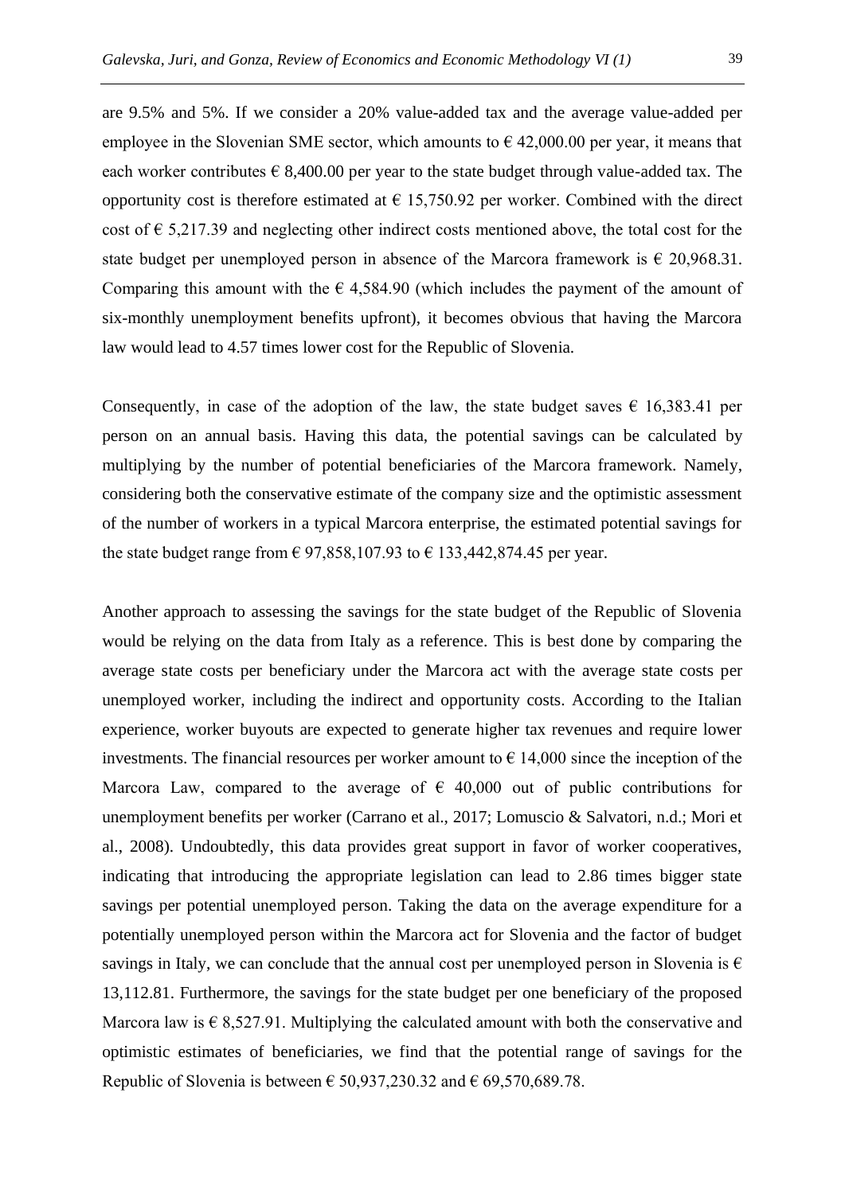are 9.5% and 5%. If we consider a 20% value-added tax and the average value-added per employee in the Slovenian SME sector, which amounts to € 42,000.00 per year, it means that each worker contributes € 8,400.00 per year to the state budget through value-added tax. The opportunity cost is therefore estimated at € 15,750.92 per worker. Combined with the direct cost of € 5,217.39 and neglecting other indirect costs mentioned above, the total cost for the state budget per unemployed person in absence of the Marcora framework is € 20,968.31. Comparing this amount with the € 4,584.90 (which includes the payment of the amount of six-monthly unemployment benefits upfront), it becomes obvious that having the Marcora law would lead to 4.57 times lower cost for the Republic of Slovenia.

Consequently, in case of the adoption of the law, the state budget saves € 16,383.41 per person on an annual basis. Having this data, the potential savings can be calculated by multiplying by the number of potential beneficiaries of the Marcora framework. Namely, considering both the conservative estimate of the company size and the optimistic assessment of the number of workers in a typical Marcora enterprise, the estimated potential savings for the state budget range from € 97,858,107.93 to € 133,442,874.45 per year.

Another approach to assessing the savings for the state budget of the Republic of Slovenia would be relying on the data from Italy as a reference. This is best done by comparing the average state costs per beneficiary under the Marcora act with the average state costs per unemployed worker, including the indirect and opportunity costs. According to the Italian experience, worker buyouts are expected to generate higher tax revenues and require lower investments. The financial resources per worker amount to € 14,000 since the inception of the Marcora Law, compared to the average of € 40,000 out of public contributions for unemployment benefits per worker (Carrano et al., 2017; Lomuscio & Salvatori, n.d.; Mori et al., 2008). Undoubtedly, this data provides great support in favor of worker cooperatives, indicating that introducing the appropriate legislation can lead to 2.86 times bigger state savings per potential unemployed person. Taking the data on the average expenditure for a potentially unemployed person within the Marcora act for Slovenia and the factor of budget savings in Italy, we can conclude that the annual cost per unemployed person in Slovenia is € 13,112.81. Furthermore, the savings for the state budget per one beneficiary of the proposed Marcora law is € 8,527.91. Multiplying the calculated amount with both the conservative and optimistic estimates of beneficiaries, we find that the potential range of savings for the Republic of Slovenia is between € 50,937,230.32 and € 69,570,689.78.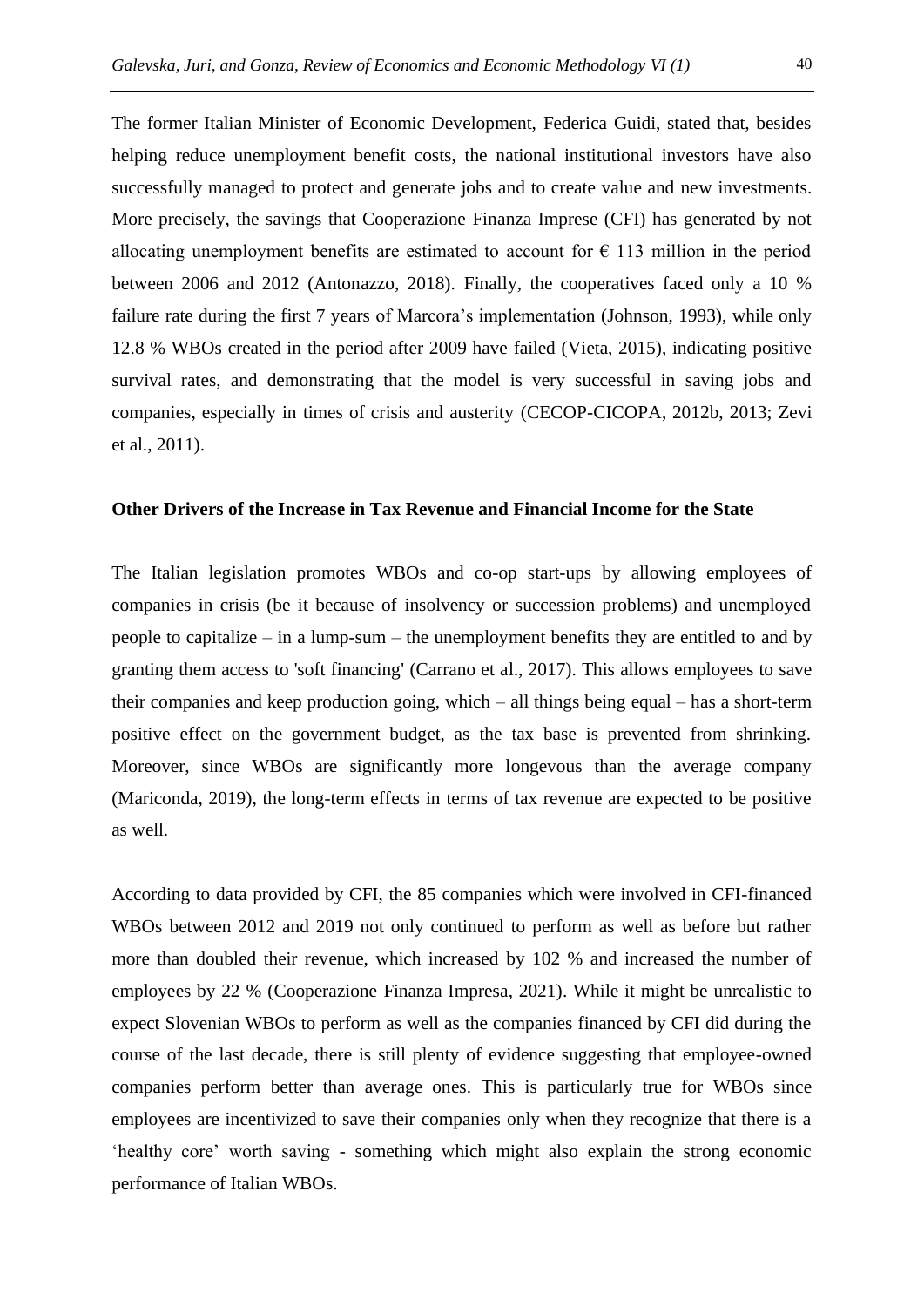The former Italian Minister of Economic Development, Federica Guidi, stated that, besides helping reduce unemployment benefit costs, the national institutional investors have also successfully managed to protect and generate jobs and to create value and new investments. More precisely, the savings that Cooperazione Finanza Imprese (CFI) has generated by not allocating unemployment benefits are estimated to account for € 113 million in the period between 2006 and 2012 (Antonazzo, 2018). Finally, the cooperatives faced only a 10 % failure rate during the first 7 years of Marcora's implementation (Johnson, 1993), while only 12.8 % WBOs created in the period after 2009 have failed (Vieta, 2015), indicating positive survival rates, and demonstrating that the model is very successful in saving jobs and companies, especially in times of crisis and austerity (CECOP-CICOPA, 2012b, 2013; Zevi et al., 2011).

**Other Drivers of the Increase in Tax Revenue and Financial Income for the State**

The Italian legislation promotes WBOs and co-op start-ups by allowing employees of companies in crisis (be it because of insolvency or succession problems) and unemployed people to capitalize – in a lump-sum – the unemployment benefits they are entitled to and by granting them access to 'soft financing' (Carrano et al., 2017). This allows employees to save their companies and keep production going, which – all things being equal – has a short-term positive effect on the government budget, as the tax base is prevented from shrinking. Moreover, since WBOs are significantly more longevous than the average company (Mariconda, 2019), the long-term effects in terms of tax revenue are expected to be positive as well.

According to data provided by CFI, the 85 companies which were involved in CFI-financed WBOs between 2012 and 2019 not only continued to perform as well as before but rather more than doubled their revenue, which increased by 102 % and increased the number of employees by 22 % (Cooperazione Finanza Impresa, 2021). While it might be unrealistic to expect Slovenian WBOs to perform as well as the companies financed by CFI did during the course of the last decade, there is still plenty of evidence suggesting that employee-owned companies perform better than average ones. This is particularly true for WBOs since employees are incentivized to save their companies only when they recognize that there is a 'healthy core' worth saving - something which might also explain the strong economic performance of Italian WBOs.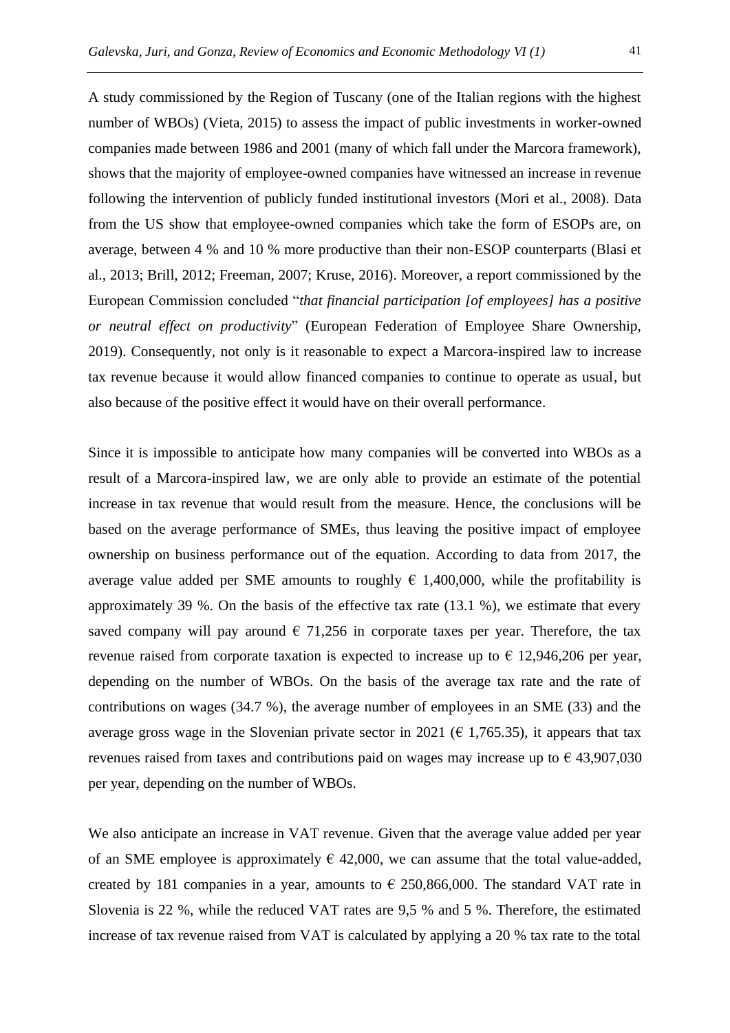A study commissioned by the Region of Tuscany (one of the Italian regions with the highest number of WBOs) (Vieta, 2015) to assess the impact of public investments in worker-owned companies made between 1986 and 2001 (many of which fall under the Marcora framework), shows that the majority of employee-owned companies have witnessed an increase in revenue following the intervention of publicly funded institutional investors (Mori et al., 2008). Data from the US show that employee-owned companies which take the form of ESOPs are, on average, between 4 % and 10 % more productive than their non-ESOP counterparts (Blasi et al., 2013; Brill, 2012; Freeman, 2007; Kruse, 2016). Moreover, a report commissioned by the European Commission concluded "*that financial participation [of employees] has a positive or neutral effect on productivity*" (European Federation of Employee Share Ownership, 2019). Consequently, not only is it reasonable to expect a Marcora-inspired law to increase tax revenue because it would allow financed companies to continue to operate as usual, but also because of the positive effect it would have on their overall performance.

Since it is impossible to anticipate how many companies will be converted into WBOs as a result of a Marcora-inspired law, we are only able to provide an estimate of the potential increase in tax revenue that would result from the measure. Hence, the conclusions will be based on the average performance of SMEs, thus leaving the positive impact of employee ownership on business performance out of the equation. According to data from 2017, the average value added per SME amounts to roughly € 1,400,000, while the profitability is approximately 39 %. On the basis of the effective tax rate (13.1 %), we estimate that every saved company will pay around € 71,256 in corporate taxes per year. Therefore, the tax revenue raised from corporate taxation is expected to increase up to € 12,946,206 per year, depending on the number of WBOs. On the basis of the average tax rate and the rate of contributions on wages (34.7 %), the average number of employees in an SME (33) and the average gross wage in the Slovenian private sector in 2021 (€ 1,765.35), it appears that tax revenues raised from taxes and contributions paid on wages may increase up to € 43,907,030 per year, depending on the number of WBOs.

We also anticipate an increase in VAT revenue. Given that the average value added per year of an SME employee is approximately € 42,000, we can assume that the total value-added, created by 181 companies in a year, amounts to € 250,866,000. The standard VAT rate in Slovenia is 22 %, while the reduced VAT rates are 9,5 % and 5 %. Therefore, the estimated increase of tax revenue raised from VAT is calculated by applying a 20 % tax rate to the total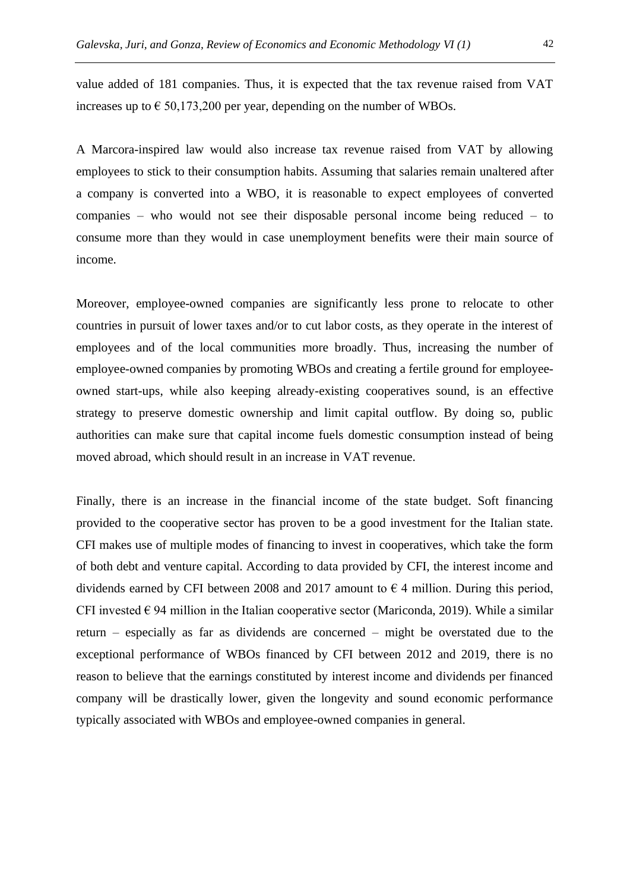value added of 181 companies. Thus, it is expected that the tax revenue raised from VAT increases up to € 50,173,200 per year, depending on the number of WBOs.

A Marcora-inspired law would also increase tax revenue raised from VAT by allowing employees to stick to their consumption habits. Assuming that salaries remain unaltered after a company is converted into a WBO, it is reasonable to expect employees of converted companies – who would not see their disposable personal income being reduced – to consume more than they would in case unemployment benefits were their main source of income.

Moreover, employee-owned companies are significantly less prone to relocate to other countries in pursuit of lower taxes and/or to cut labor costs, as they operate in the interest of employees and of the local communities more broadly. Thus, increasing the number of employee-owned companies by promoting WBOs and creating a fertile ground for employee-owned start-ups, while also keeping already-existing cooperatives sound, is an effective strategy to preserve domestic ownership and limit capital outflow. By doing so, public authorities can make sure that capital income fuels domestic consumption instead of being moved abroad, which should result in an increase in VAT revenue.

Finally, there is an increase in the financial income of the state budget. Soft financing provided to the cooperative sector has proven to be a good investment for the Italian state. CFI makes use of multiple modes of financing to invest in cooperatives, which take the form of both debt and venture capital. According to data provided by CFI, the interest income and dividends earned by CFI between 2008 and 2017 amount to € 4 million. During this period, CFI invested € 94 million in the Italian cooperative sector (Mariconda, 2019). While a similar return – especially as far as dividends are concerned – might be overstated due to the exceptional performance of WBOs financed by CFI between 2012 and 2019, there is no reason to believe that the earnings constituted by interest income and dividends per financed company will be drastically lower, given the longevity and sound economic performance typically associated with WBOs and employee-owned companies in general.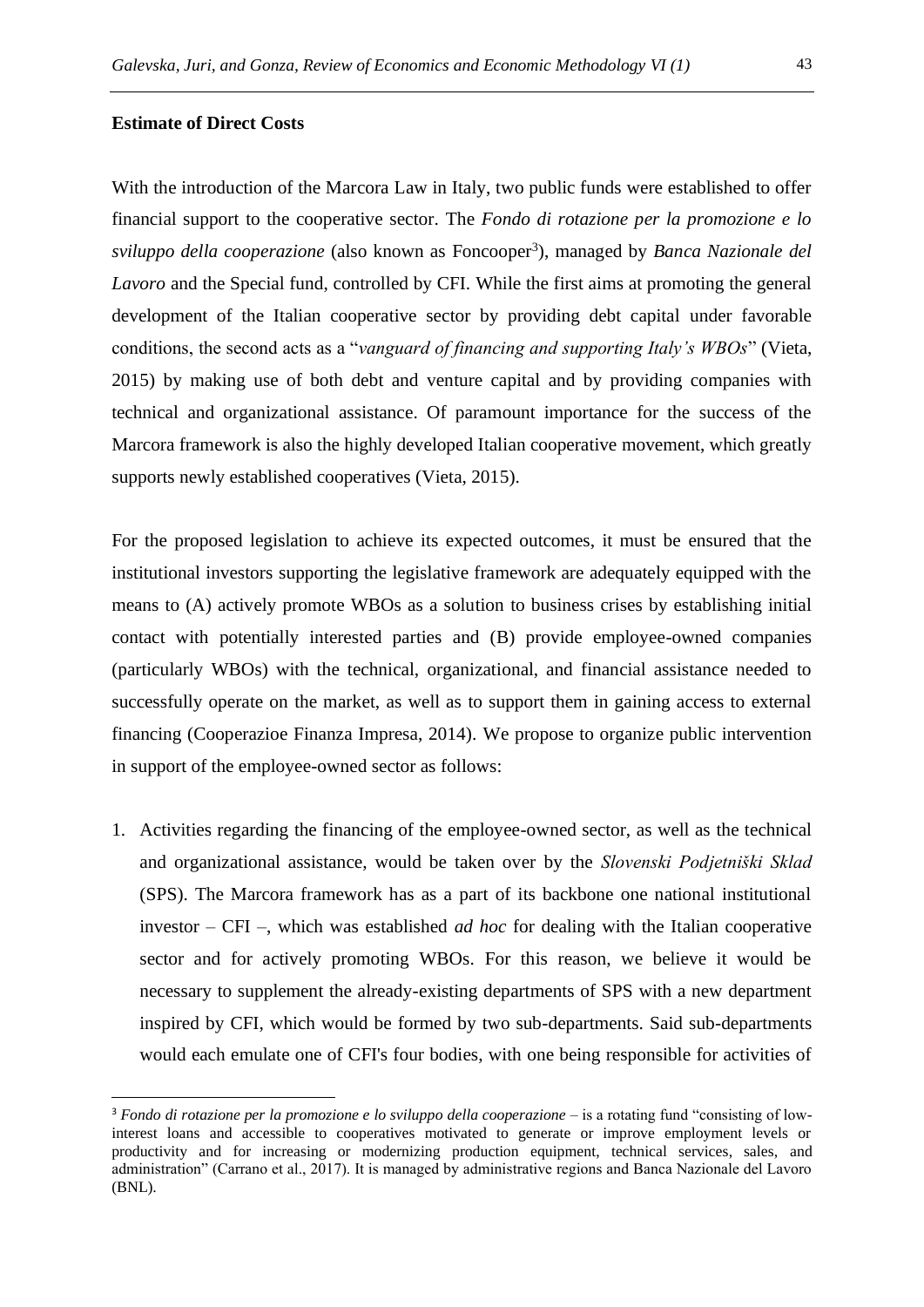**Estimate of Direct Costs**

With the introduction of the Marcora Law in Italy, two public funds were established to offer financial support to the cooperative sector. The *Fondo di rotazione per la promozione e lo sviluppo della cooperazione* (also known as Foncooper[3]), managed by *Banca Nazionale del Lavoro* and the Special fund, controlled by CFI. While the first aims at promoting the general development of the Italian cooperative sector by providing debt capital under favorable conditions, the second acts as a "*vanguard of financing and supporting Italy's WBOs*" (Vieta, 2015) by making use of both debt and venture capital and by providing companies with technical and organizational assistance. Of paramount importance for the success of the Marcora framework is also the highly developed Italian cooperative movement, which greatly supports newly established cooperatives (Vieta, 2015).

For the proposed legislation to achieve its expected outcomes, it must be ensured that the institutional investors supporting the legislative framework are adequately equipped with the means to (A) actively promote WBOs as a solution to business crises by establishing initial contact with potentially interested parties and (B) provide employee-owned companies (particularly WBOs) with the technical, organizational, and financial assistance needed to successfully operate on the market, as well as to support them in gaining access to external financing (Cooperazioe Finanza Impresa, 2014). We propose to organize public intervention in support of the employee-owned sector as follows:

1. Activities regarding the financing of the employee-owned sector, as well as the technical and organizational assistance, would be taken over by the *Slovenski Podjetniški Sklad* (SPS). The Marcora framework has as a part of its backbone one national institutional investor – CFI –, which was established *ad hoc* for dealing with the Italian cooperative sector and for actively promoting WBOs. For this reason, we believe it would be necessary to supplement the already-existing departments of SPS with a new department inspired by CFI, which would be formed by two sub-departments. Said sub-departments would each emulate one of CFI's four bodies, with one being responsible for activities of

[3] *Fondo di rotazione per la promozione e lo sviluppo della cooperazione* – is a rotating fund "consisting of low-interest loans and accessible to cooperatives motivated to generate or improve employment levels or productivity and for increasing or modernizing production equipment, technical services, sales, and administration" (Carrano et al., 2017). It is managed by administrative regions and Banca Nazionale del Lavoro (BNL).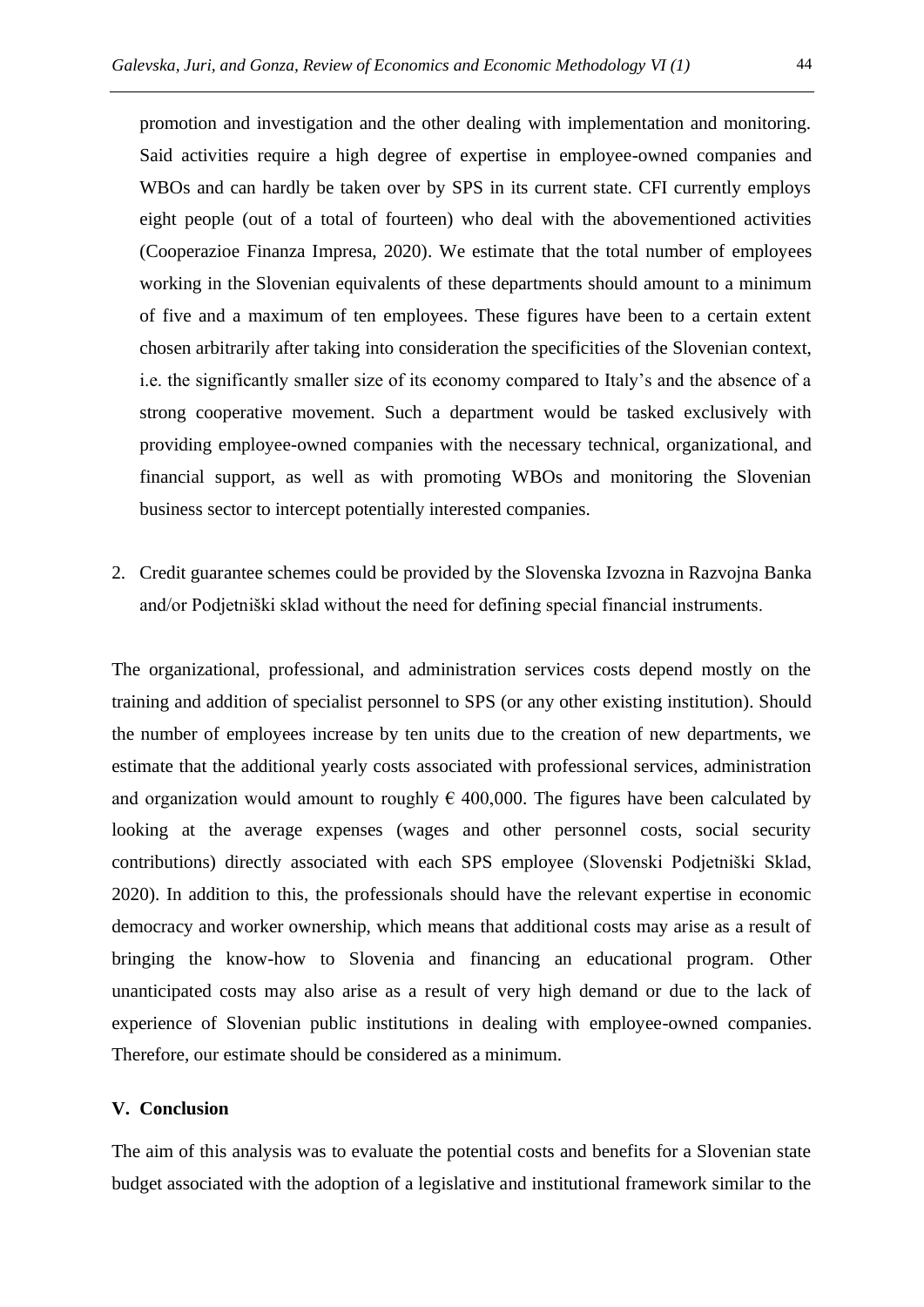promotion and investigation and the other dealing with implementation and monitoring. Said activities require a high degree of expertise in employee-owned companies and WBOs and can hardly be taken over by SPS in its current state. CFI currently employs eight people (out of a total of fourteen) who deal with the abovementioned activities (Cooperazioe Finanza Impresa, 2020). We estimate that the total number of employees working in the Slovenian equivalents of these departments should amount to a minimum of five and a maximum of ten employees. These figures have been to a certain extent chosen arbitrarily after taking into consideration the specificities of the Slovenian context, i.e. the significantly smaller size of its economy compared to Italy's and the absence of a strong cooperative movement. Such a department would be tasked exclusively with providing employee-owned companies with the necessary technical, organizational, and financial support, as well as with promoting WBOs and monitoring the Slovenian business sector to intercept potentially interested companies.

2. Credit guarantee schemes could be provided by the Slovenska Izvozna in Razvojna Banka and/or Podjetniški sklad without the need for defining special financial instruments.

The organizational, professional, and administration services costs depend mostly on the training and addition of specialist personnel to SPS (or any other existing institution). Should the number of employees increase by ten units due to the creation of new departments, we estimate that the additional yearly costs associated with professional services, administration and organization would amount to roughly € 400,000. The figures have been calculated by looking at the average expenses (wages and other personnel costs, social security contributions) directly associated with each SPS employee (Slovenski Podjetniški Sklad, 2020). In addition to this, the professionals should have the relevant expertise in economic democracy and worker ownership, which means that additional costs may arise as a result of bringing the know-how to Slovenia and financing an educational program. Other unanticipated costs may also arise as a result of very high demand or due to the lack of experience of Slovenian public institutions in dealing with employee-owned companies. Therefore, our estimate should be considered as a minimum.

## V. Conclusion

The aim of this analysis was to evaluate the potential costs and benefits for a Slovenian state budget associated with the adoption of a legislative and institutional framework similar to the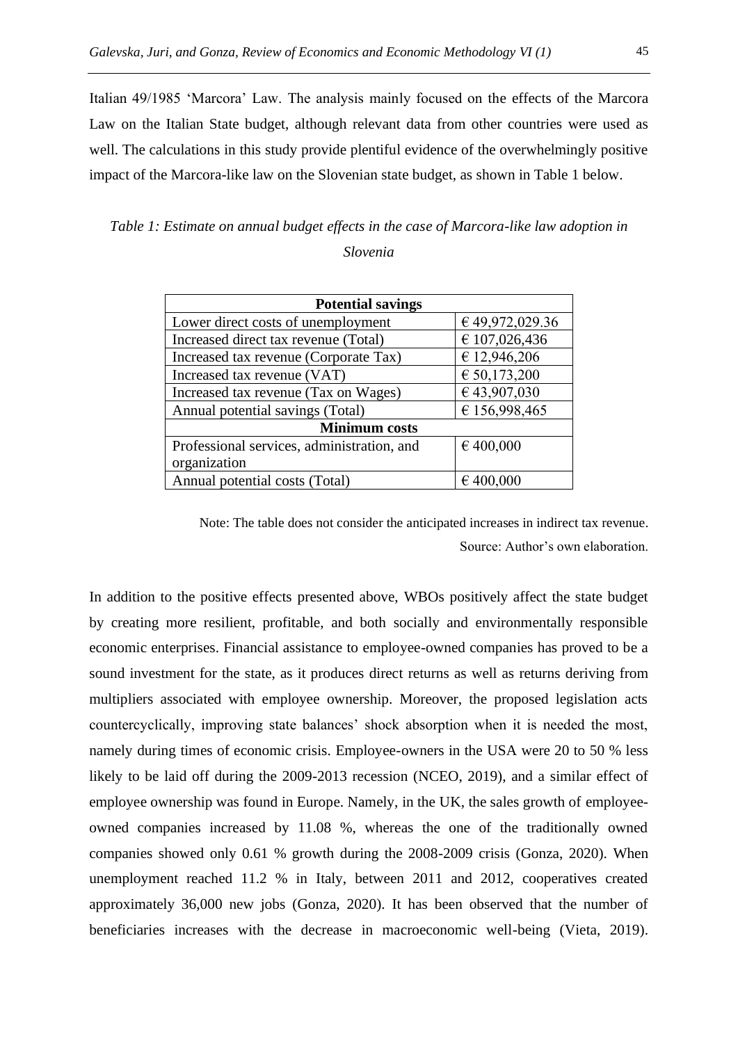Italian 49/1985 'Marcora' Law. The analysis mainly focused on the effects of the Marcora Law on the Italian State budget, although relevant data from other countries were used as well. The calculations in this study provide plentiful evidence of the overwhelmingly positive impact of the Marcora-like law on the Slovenian state budget, as shown in Table 1 below.

*Table 1: Estimate on annual budget effects in the case of Marcora-like law adoption in Slovenia*

| **Potential savings** | |
|---|---|
| Lower direct costs of unemployment | € 49,972,029.36 |
| Increased direct tax revenue (Total) | € 107,026,436 |
| Increased tax revenue (Corporate Tax) | € 12,946,206 |
| Increased tax revenue (VAT) | € 50,173,200 |
| Increased tax revenue (Tax on Wages) | € 43,907,030 |
| Annual potential savings (Total) | € 156,998,465 |
| **Minimum costs** | |
| Professional services, administration, and organization | € 400,000 |
| Annual potential costs (Total) | € 400,000 |

Note: The table does not consider the anticipated increases in indirect tax revenue.

Source: Author's own elaboration.

In addition to the positive effects presented above, WBOs positively affect the state budget by creating more resilient, profitable, and both socially and environmentally responsible economic enterprises. Financial assistance to employee-owned companies has proved to be a sound investment for the state, as it produces direct returns as well as returns deriving from multipliers associated with employee ownership. Moreover, the proposed legislation acts countercyclically, improving state balances' shock absorption when it is needed the most, namely during times of economic crisis. Employee-owners in the USA were 20 to 50 % less likely to be laid off during the 2009-2013 recession (NCEO, 2019), and a similar effect of employee ownership was found in Europe. Namely, in the UK, the sales growth of employee-owned companies increased by 11.08 %, whereas the one of the traditionally owned companies showed only 0.61 % growth during the 2008-2009 crisis (Gonza, 2020). When unemployment reached 11.2 % in Italy, between 2011 and 2012, cooperatives created approximately 36,000 new jobs (Gonza, 2020). It has been observed that the number of beneficiaries increases with the decrease in macroeconomic well-being (Vieta, 2019).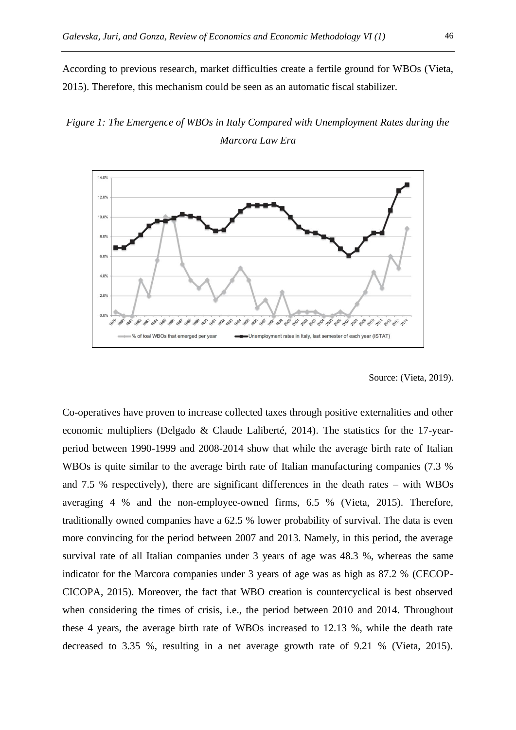According to previous research, market difficulties create a fertile ground for WBOs (Vieta, 2015). Therefore, this mechanism could be seen as an automatic fiscal stabilizer.

*Figure 1: The Emergence of WBOs in Italy Compared with Unemployment Rates during the Marcora Law Era*

Source: (Vieta, 2019).

Co-operatives have proven to increase collected taxes through positive externalities and other economic multipliers (Delgado & Claude Laliberté, 2014). The statistics for the 17-year-period between 1990-1999 and 2008-2014 show that while the average birth rate of Italian WBOs is quite similar to the average birth rate of Italian manufacturing companies (7.3 % and 7.5 % respectively), there are significant differences in the death rates – with WBOs averaging 4 % and the non-employee-owned firms, 6.5 % (Vieta, 2015). Therefore, traditionally owned companies have a 62.5 % lower probability of survival. The data is even more convincing for the period between 2007 and 2013. Namely, in this period, the average survival rate of all Italian companies under 3 years of age was 48.3 %, whereas the same indicator for the Marcora companies under 3 years of age was as high as 87.2 % (CECOP-CICOPA, 2015). Moreover, the fact that WBO creation is countercyclical is best observed when considering the times of crisis, i.e., the period between 2010 and 2014. Throughout these 4 years, the average birth rate of WBOs increased to 12.13 %, while the death rate decreased to 3.35 %, resulting in a net average growth rate of 9.21 % (Vieta, 2015).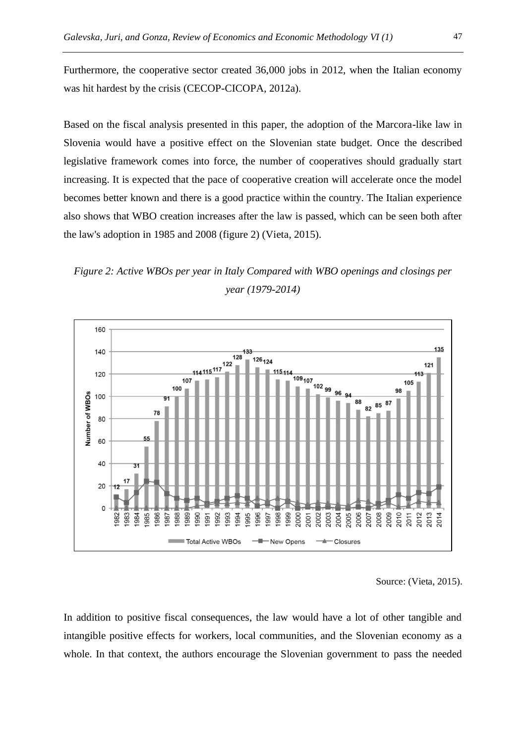Furthermore, the cooperative sector created 36,000 jobs in 2012, when the Italian economy was hit hardest by the crisis (CECOP-CICOPA, 2012a).

Based on the fiscal analysis presented in this paper, the adoption of the Marcora-like law in Slovenia would have a positive effect on the Slovenian state budget. Once the described legislative framework comes into force, the number of cooperatives should gradually start increasing. It is expected that the pace of cooperative creation will accelerate once the model becomes better known and there is a good practice within the country. The Italian experience also shows that WBO creation increases after the law is passed, which can be seen both after the law's adoption in 1985 and 2008 (figure 2) (Vieta, 2015).

*Figure 2: Active WBOs per year in Italy Compared with WBO openings and closings per year (1979-2014)*

Source: (Vieta, 2015).

In addition to positive fiscal consequences, the law would have a lot of other tangible and intangible positive effects for workers, local communities, and the Slovenian economy as a whole. In that context, the authors encourage the Slovenian government to pass the needed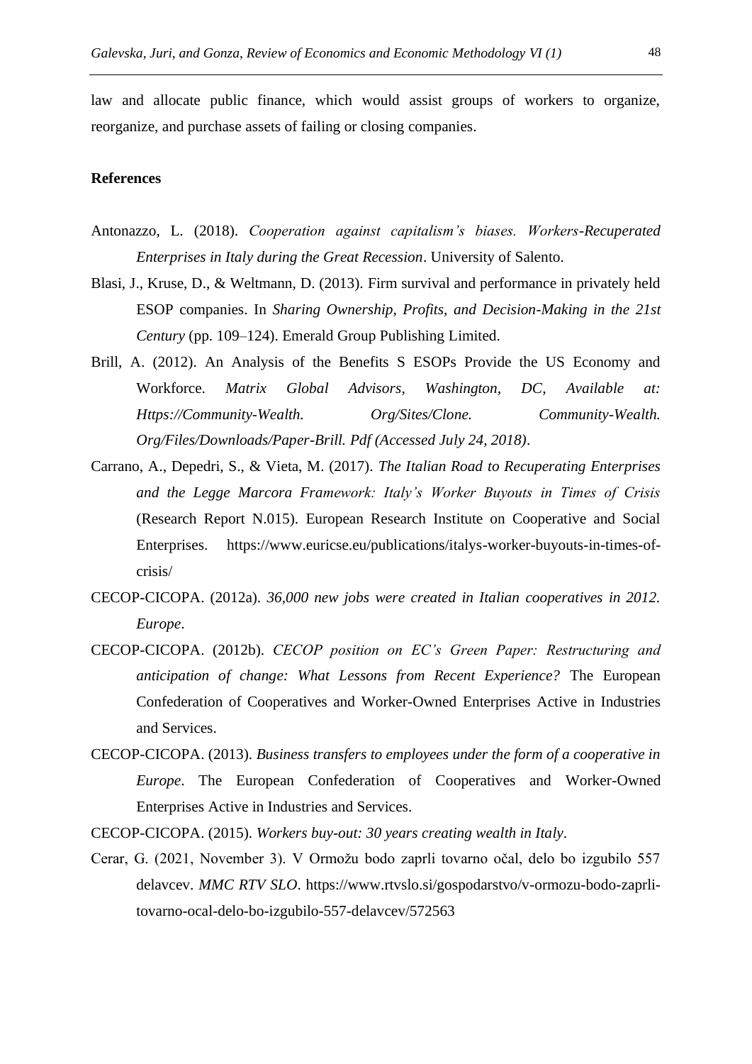law and allocate public finance, which would assist groups of workers to organize, reorganize, and purchase assets of failing or closing companies.

**References**

Antonazzo, L. (2018). *Cooperation against capitalism's biases. Workers-Recuperated Enterprises in Italy during the Great Recession*. University of Salento.

Blasi, J., Kruse, D., & Weltmann, D. (2013). Firm survival and performance in privately held ESOP companies. In *Sharing Ownership, Profits, and Decision-Making in the 21st Century* (pp. 109–124). Emerald Group Publishing Limited.

Brill, A. (2012). An Analysis of the Benefits S ESOPs Provide the US Economy and Workforce. *Matrix Global Advisors, Washington, DC, Available at: Https://Community-Wealth. Org/Sites/Clone. Community-Wealth. Org/Files/Downloads/Paper-Brill. Pdf (Accessed July 24, 2018)*.

Carrano, A., Depedri, S., & Vieta, M. (2017). *The Italian Road to Recuperating Enterprises and the Legge Marcora Framework: Italy's Worker Buyouts in Times of Crisis* (Research Report N.015). European Research Institute on Cooperative and Social Enterprises. https://www.euricse.eu/publications/italys-worker-buyouts-in-times-of-crisis/

CECOP-CICOPA. (2012a). *36,000 new jobs were created in Italian cooperatives in 2012. Europe*.

CECOP-CICOPA. (2012b). *CECOP position on EC's Green Paper: Restructuring and anticipation of change: What Lessons from Recent Experience?* The European Confederation of Cooperatives and Worker-Owned Enterprises Active in Industries and Services.

CECOP-CICOPA. (2013). *Business transfers to employees under the form of a cooperative in Europe*. The European Confederation of Cooperatives and Worker-Owned Enterprises Active in Industries and Services.

CECOP-CICOPA. (2015). *Workers buy-out: 30 years creating wealth in Italy*.

Cerar, G. (2021, November 3). V Ormožu bodo zaprli tovarno očal, delo bo izgubilo 557 delavcev. *MMC RTV SLO*. https://www.rtvslo.si/gospodarstvo/v-ormozu-bodo-zaprli-tovarno-ocal-delo-bo-izgubilo-557-delavcev/572563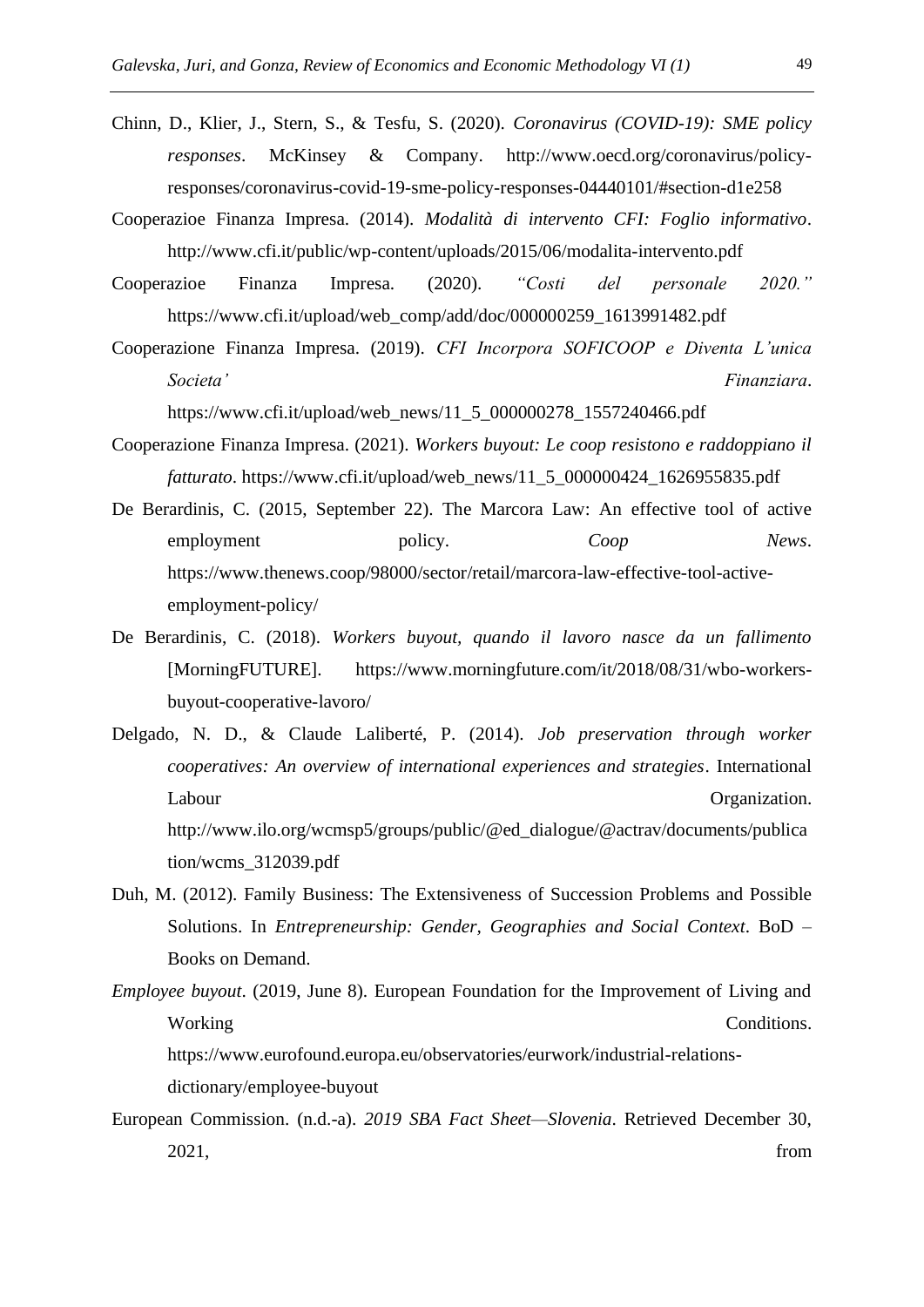Chinn, D., Klier, J., Stern, S., & Tesfu, S. (2020). *Coronavirus (COVID-19): SME policy responses*. McKinsey & Company. http://www.oecd.org/coronavirus/policy-responses/coronavirus-covid-19-sme-policy-responses-04440101/#section-d1e258

Cooperazioe Finanza Impresa. (2014). *Modalità di intervento CFI: Foglio informativo*. http://www.cfi.it/public/wp-content/uploads/2015/06/modalita-intervento.pdf

Cooperazioe Finanza Impresa. (2020). *"Costi del personale 2020."* https://www.cfi.it/upload/web_comp/add/doc/000000259_1613991482.pdf

Cooperazione Finanza Impresa. (2019). *CFI Incorpora SOFICOOP e Diventa L'unica Societa' Finanziara*. https://www.cfi.it/upload/web_news/11_5_000000278_1557240466.pdf

Cooperazione Finanza Impresa. (2021). *Workers buyout: Le coop resistono e raddoppiano il fatturato*. https://www.cfi.it/upload/web_news/11_5_000000424_1626955835.pdf

De Berardinis, C. (2015, September 22). The Marcora Law: An effective tool of active employment policy. *Coop News*. https://www.thenews.coop/98000/sector/retail/marcora-law-effective-tool-active-employment-policy/

De Berardinis, C. (2018). *Workers buyout, quando il lavoro nasce da un fallimento* [MorningFUTURE]. https://www.morningfuture.com/it/2018/08/31/wbo-workers-buyout-cooperative-lavoro/

Delgado, N. D., & Claude Laliberté, P. (2014). *Job preservation through worker cooperatives: An overview of international experiences and strategies*. International Labour Organization. http://www.ilo.org/wcmsp5/groups/public/@ed_dialogue/@actrav/documents/publication/wcms_312039.pdf

Duh, M. (2012). Family Business: The Extensiveness of Succession Problems and Possible Solutions. In *Entrepreneurship: Gender, Geographies and Social Context*. BoD – Books on Demand.

*Employee buyout*. (2019, June 8). European Foundation for the Improvement of Living and Working Conditions. https://www.eurofound.europa.eu/observatories/eurwork/industrial-relations-dictionary/employee-buyout

European Commission. (n.d.-a). *2019 SBA Fact Sheet—Slovenia*. Retrieved December 30, 2021, from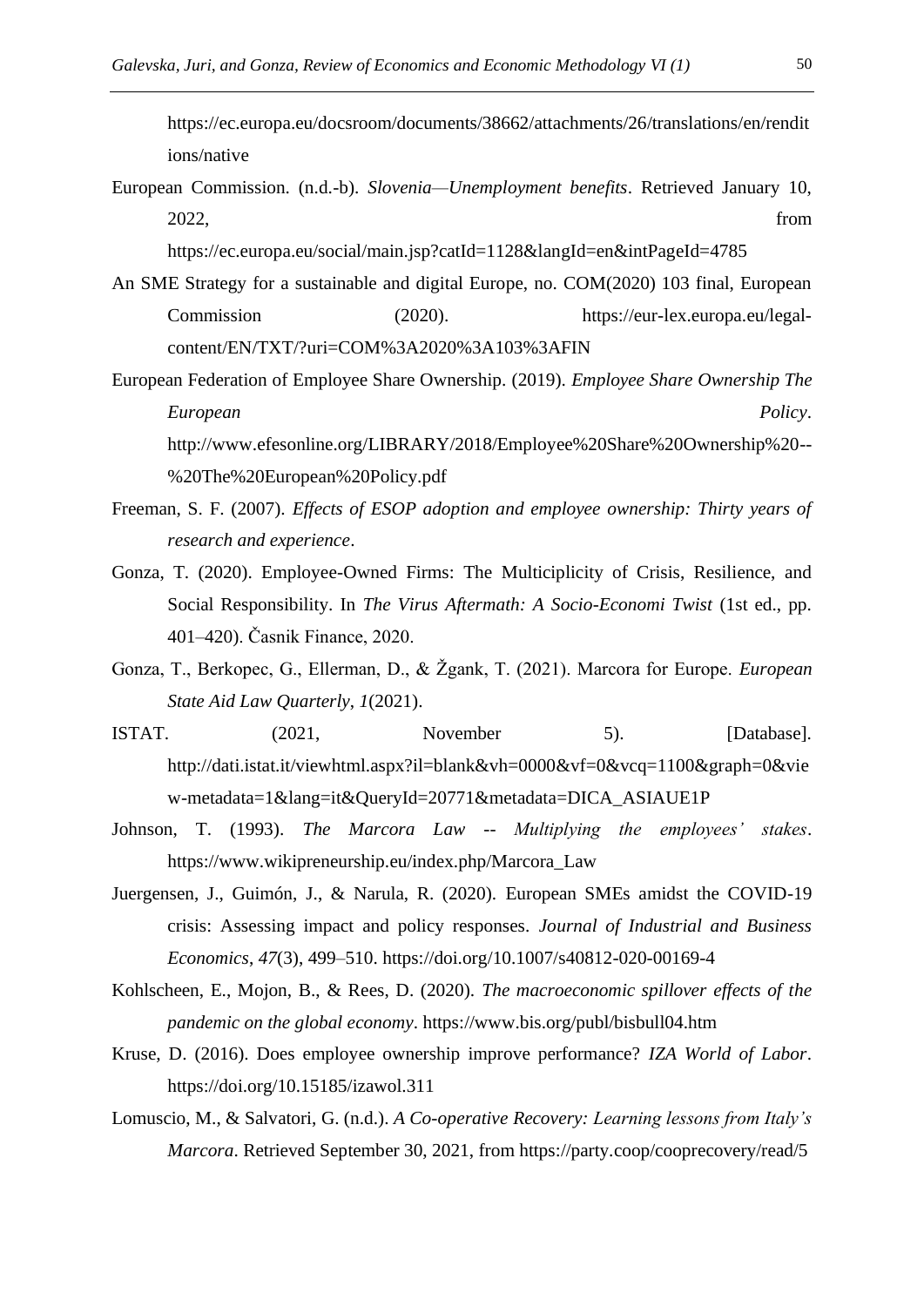https://ec.europa.eu/docsroom/documents/38662/attachments/26/translations/en/renditions/native

European Commission. (n.d.-b). *Slovenia—Unemployment benefits*. Retrieved January 10, 2022, from https://ec.europa.eu/social/main.jsp?catId=1128&langId=en&intPageId=4785

An SME Strategy for a sustainable and digital Europe, no. COM(2020) 103 final, European Commission (2020). https://eur-lex.europa.eu/legal-content/EN/TXT/?uri=COM%3A2020%3A103%3AFIN

European Federation of Employee Share Ownership. (2019). *Employee Share Ownership The European Policy*. http://www.efesonline.org/LIBRARY/2018/Employee%20Share%20Ownership%20--%20The%20European%20Policy.pdf

Freeman, S. F. (2007). *Effects of ESOP adoption and employee ownership: Thirty years of research and experience*.

Gonza, T. (2020). Employee-Owned Firms: The Multiciplicity of Crisis, Resilience, and Social Responsibility. In *The Virus Aftermath: A Socio-Economi Twist* (1st ed., pp. 401–420). Časnik Finance, 2020.

Gonza, T., Berkopec, G., Ellerman, D., & Žgank, T. (2021). Marcora for Europe. *European State Aid Law Quarterly*, *1*(2021).

ISTAT. (2021, November 5). [Database]. http://dati.istat.it/viewhtml.aspx?il=blank&vh=0000&vf=0&vcq=1100&graph=0&view-metadata=1&lang=it&QueryId=20771&metadata=DICA_ASIAUE1P

Johnson, T. (1993). *The Marcora Law -- Multiplying the employees' stakes*. https://www.wikipreneurship.eu/index.php/Marcora_Law

Juergensen, J., Guimón, J., & Narula, R. (2020). European SMEs amidst the COVID-19 crisis: Assessing impact and policy responses. *Journal of Industrial and Business Economics*, *47*(3), 499–510. https://doi.org/10.1007/s40812-020-00169-4

Kohlscheen, E., Mojon, B., & Rees, D. (2020). *The macroeconomic spillover effects of the pandemic on the global economy*. https://www.bis.org/publ/bisbull04.htm

Kruse, D. (2016). Does employee ownership improve performance? *IZA World of Labor*. https://doi.org/10.15185/izawol.311

Lomuscio, M., & Salvatori, G. (n.d.). *A Co-operative Recovery: Learning lessons from Italy's Marcora*. Retrieved September 30, 2021, from https://party.coop/cooprecovery/read/5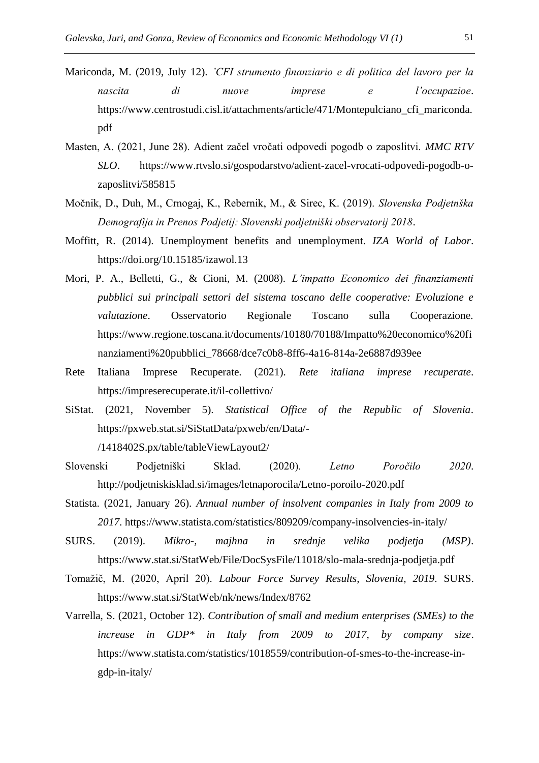Mariconda, M. (2019, July 12). *'CFI strumento finanziario e di politica del lavoro per la nascita di nuove imprese e l'occupazioe*. https://www.centrostudi.cisl.it/attachments/article/471/Montepulciano_cfi_mariconda.pdf

Masten, A. (2021, June 28). Adient začel vročati odpovedi pogodb o zaposlitvi. *MMC RTV SLO*. https://www.rtvslo.si/gospodarstvo/adient-zacel-vrocati-odpovedi-pogodb-o-zaposlitvi/585815

Močnik, D., Duh, M., Crnogaj, K., Rebernik, M., & Sirec, K. (2019). *Slovenska Podjetnška Demografija in Prenos Podjetij: Slovenski podjetniški observatorij 2018*.

Moffitt, R. (2014). Unemployment benefits and unemployment. *IZA World of Labor*. https://doi.org/10.15185/izawol.13

Mori, P. A., Belletti, G., & Cioni, M. (2008). *L'impatto Economico dei finanziamenti pubblici sui principali settori del sistema toscano delle cooperative: Evoluzione e valutazione*. Osservatorio Regionale Toscano sulla Cooperazione. https://www.regione.toscana.it/documents/10180/70188/Impatto%20economico%20finanziamenti%20pubblici_78668/dce7c0b8-8ff6-4a16-814a-2e6887d939ee

Rete Italiana Imprese Recuperate. (2021). *Rete italiana imprese recuperate*. https://impreserecuperate.it/il-collettivo/

SiStat. (2021, November 5). *Statistical Office of the Republic of Slovenia*. https://pxweb.stat.si/SiStatData/pxweb/en/Data/-/1418402S.px/table/tableViewLayout2/

Slovenski Podjetniški Sklad. (2020). *Letno Poročilo 2020*. http://podjetniskisklad.si/images/letnaporocila/Letno-poroilo-2020.pdf

Statista. (2021, January 26). *Annual number of insolvent companies in Italy from 2009 to 2017*. https://www.statista.com/statistics/809209/company-insolvencies-in-italy/

SURS. (2019). *Mikro-, majhna in srednje velika podjetja (MSP)*. https://www.stat.si/StatWeb/File/DocSysFile/11018/slo-mala-srednja-podjetja.pdf

Tomažič, M. (2020, April 20). *Labour Force Survey Results, Slovenia, 2019*. SURS. https://www.stat.si/StatWeb/nk/news/Index/8762

Varrella, S. (2021, October 12). *Contribution of small and medium enterprises (SMEs) to the increase in GDP* in Italy from 2009 to 2017, by company size*. https://www.statista.com/statistics/1018559/contribution-of-smes-to-the-increase-in-gdp-in-italy/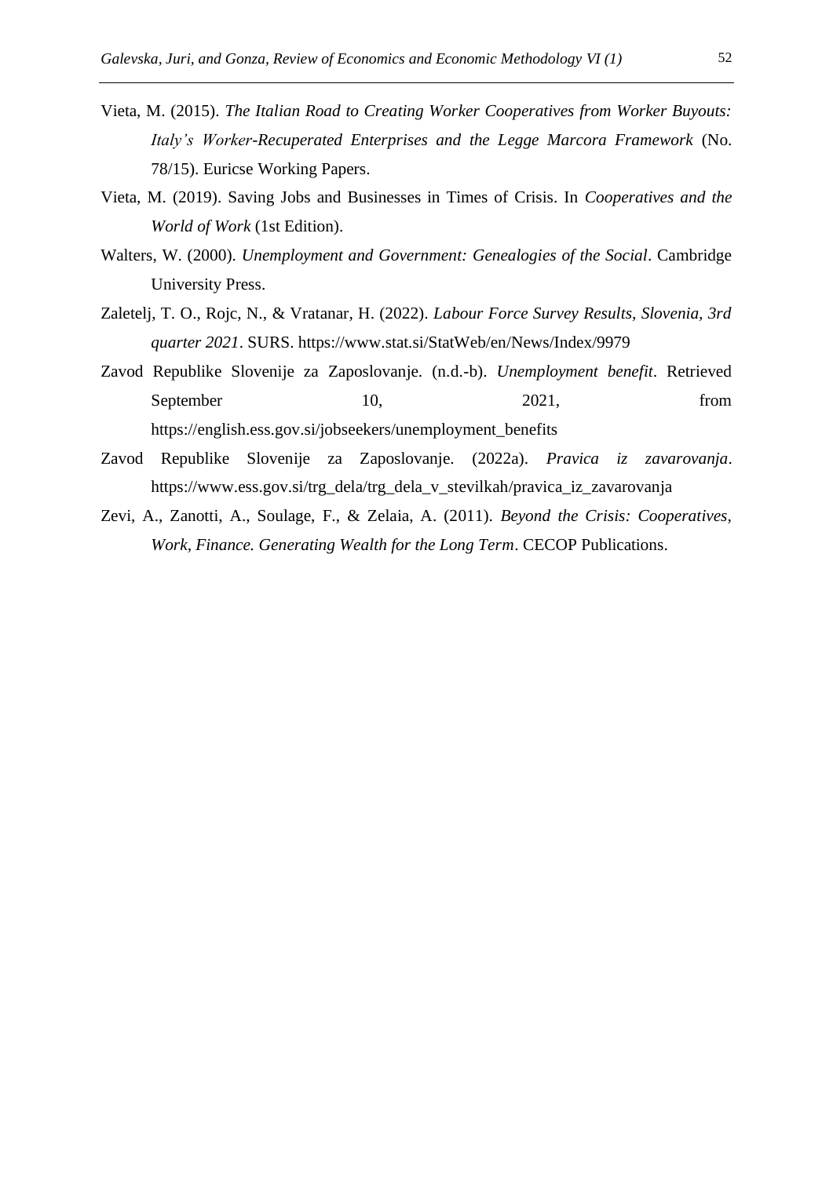Vieta, M. (2015). *The Italian Road to Creating Worker Cooperatives from Worker Buyouts: Italy's Worker-Recuperated Enterprises and the Legge Marcora Framework* (No. 78/15). Euricse Working Papers.

Vieta, M. (2019). Saving Jobs and Businesses in Times of Crisis. In *Cooperatives and the World of Work* (1st Edition).

Walters, W. (2000). *Unemployment and Government: Genealogies of the Social*. Cambridge University Press.

Zaletelj, T. O., Rojc, N., & Vratanar, H. (2022). *Labour Force Survey Results, Slovenia, 3rd quarter 2021*. SURS. https://www.stat.si/StatWeb/en/News/Index/9979

Zavod Republike Slovenije za Zaposlovanje. (n.d.-b). *Unemployment benefit*. Retrieved September 10, 2021, from https://english.ess.gov.si/jobseekers/unemployment_benefits

Zavod Republike Slovenije za Zaposlovanje. (2022a). *Pravica iz zavarovanja*. https://www.ess.gov.si/trg_dela/trg_dela_v_stevilkah/pravica_iz_zavarovanja

Zevi, A., Zanotti, A., Soulage, F., & Zelaia, A. (2011). *Beyond the Crisis: Cooperatives, Work, Finance. Generating Wealth for the Long Term*. CECOP Publications.